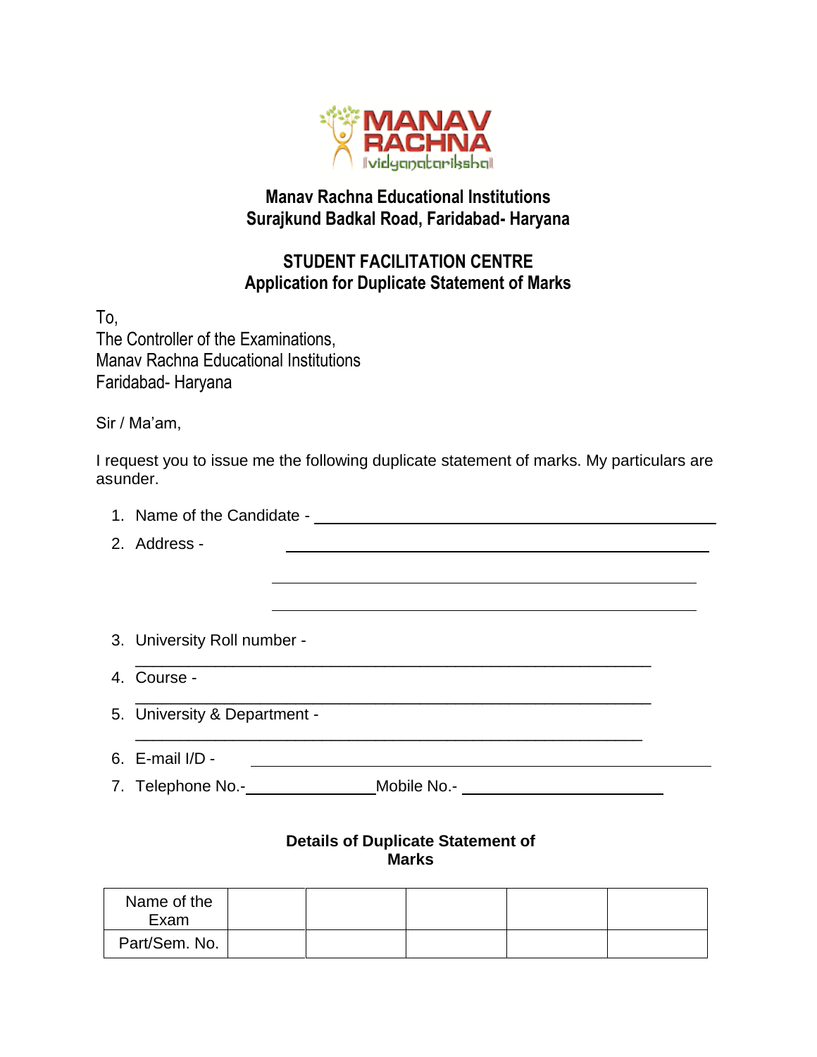**Manav Rachna Educational Institutions**
**Surajkund Badkal Road, Faridabad- Haryana**

## STUDENT FACILITATION CENTRE
## Application for Duplicate Statement of Marks

To,
The Controller of the Examinations,
Manav Rachna Educational Institutions
Faridabad- Haryana

Sir / Ma'am,

I request you to issue me the following duplicate statement of marks. My particulars are asunder.

1. Name of the Candidate - ____________________________________________
2. Address - ____________________________________________
   ____________________________________________
   ____________________________________________
3. University Roll number - ____________________________________________
4. Course - ____________________________________________
5. University & Department - ____________________________________________
6. E-mail I/D - ____________________________________________
7. Telephone No.-________________Mobile No.- ________________________

**Details of Duplicate Statement of Marks**

| Name of the Exam | | | | | |
|---|---|---|---|---|---|
| Part/Sem. No. | | | | | |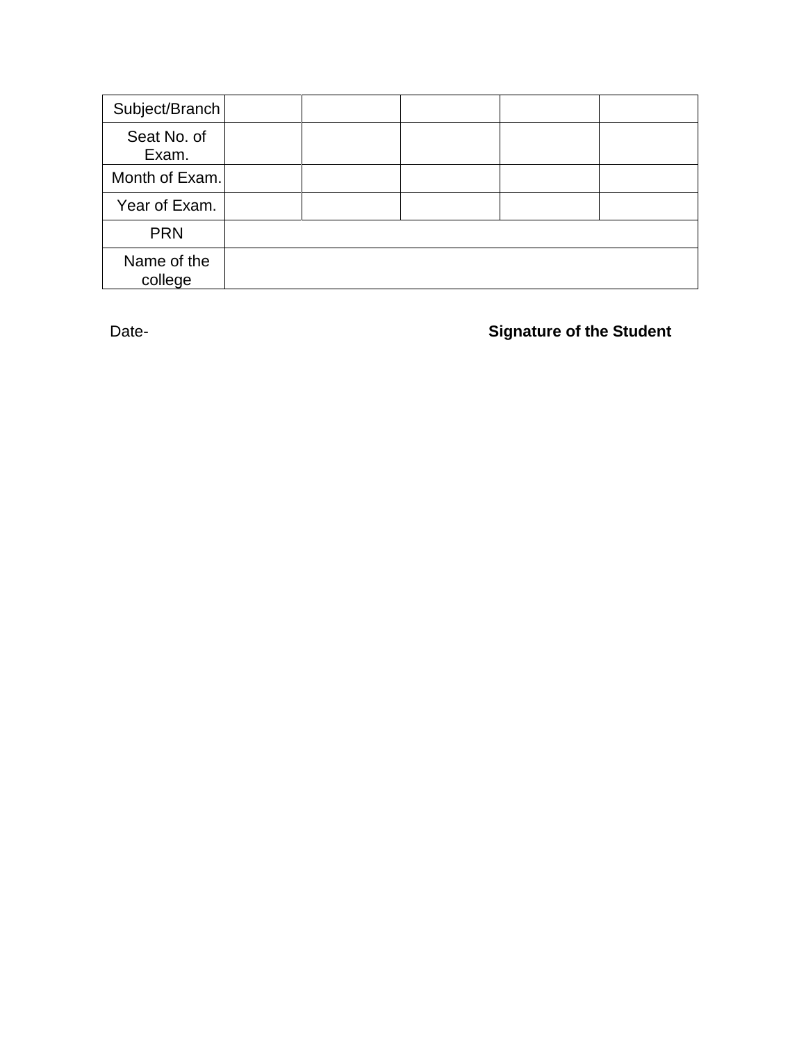| Subject/Branch | | | | | |
|---|---|---|---|---|---|
| Seat No. of Exam. | | | | | |
| Month of Exam. | | | | | |
| Year of Exam. | | | | | |
| PRN | | | | | |
| Name of the college | | | | | |

Date- **Signature of the Student**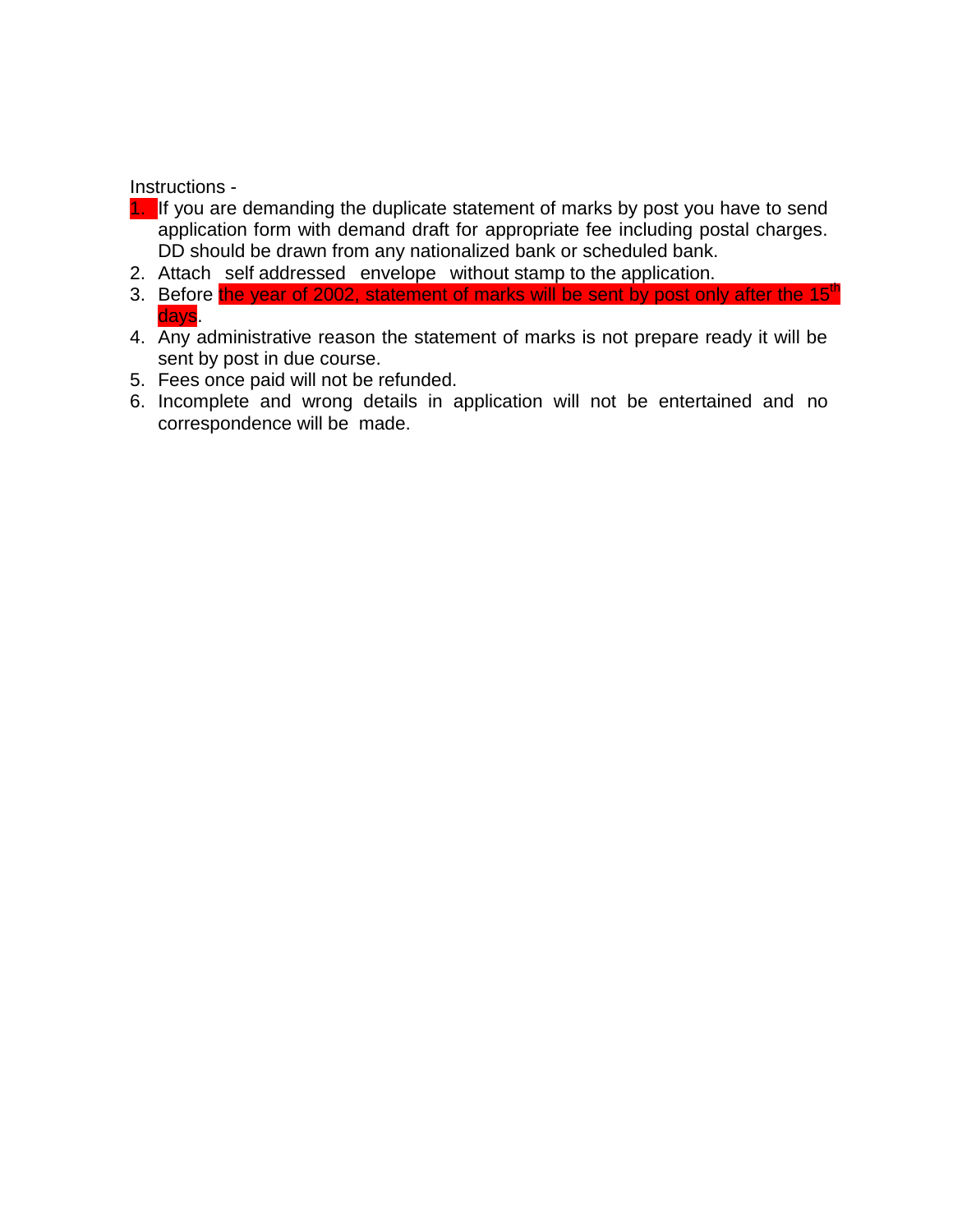Instructions -

1. If you are demanding the duplicate statement of marks by post you have to send application form with demand draft for appropriate fee including postal charges. DD should be drawn from any nationalized bank or scheduled bank.
2. Attach self addressed envelope without stamp to the application.
3. Before the year of 2002, statement of marks will be sent by post only after the 15th days.
4. Any administrative reason the statement of marks is not prepare ready it will be sent by post in due course.
5. Fees once paid will not be refunded.
6. Incomplete and wrong details in application will not be entertained and no correspondence will be made.